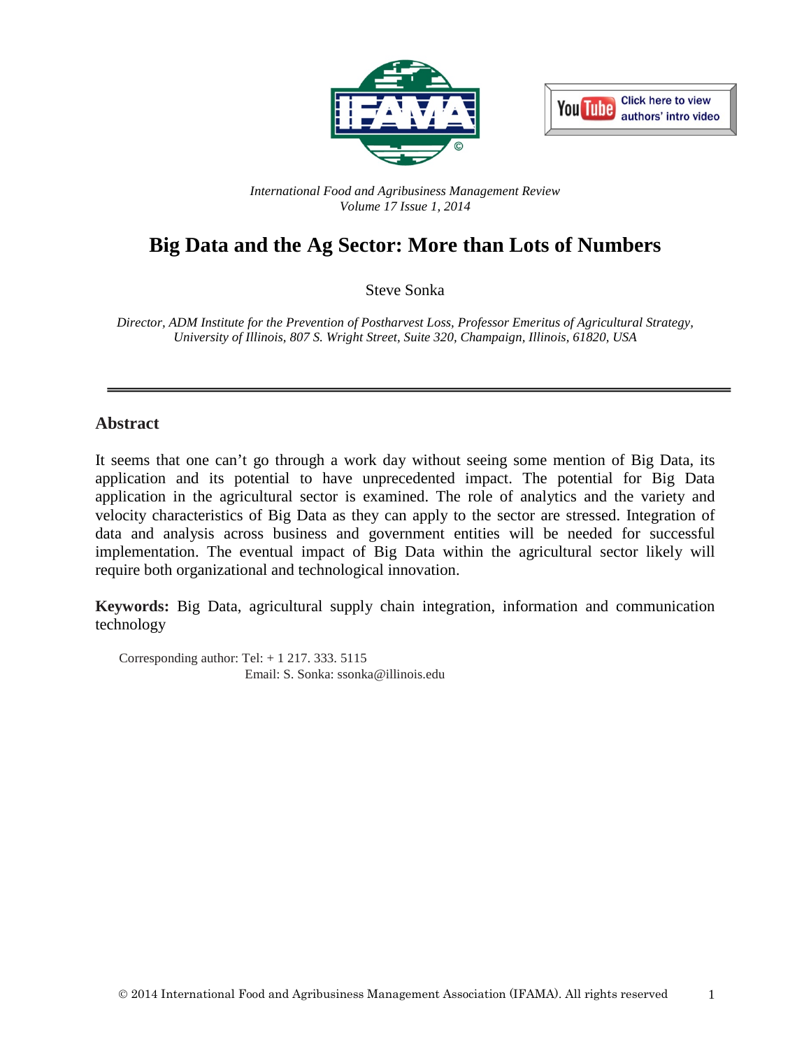*International Food and Agribusiness Management Review*
*Volume 17 Issue 1, 2014*

# Big Data and the Ag Sector: More than Lots of Numbers

Steve Sonka

*Director, ADM Institute for the Prevention of Postharvest Loss, Professor Emeritus of Agricultural Strategy, University of Illinois, 807 S. Wright Street, Suite 320, Champaign, Illinois, 61820, USA*

## Abstract

It seems that one can't go through a work day without seeing some mention of Big Data, its application and its potential to have unprecedented impact. The potential for Big Data application in the agricultural sector is examined. The role of analytics and the variety and velocity characteristics of Big Data as they can apply to the sector are stressed. Integration of data and analysis across business and government entities will be needed for successful implementation. The eventual impact of Big Data within the agricultural sector likely will require both organizational and technological innovation.

**Keywords:** Big Data, agricultural supply chain integration, information and communication technology

Corresponding author: Tel: + 1 217. 333. 5115
Email: S. Sonka: ssonka@illinois.edu

© 2014 International Food and Agribusiness Management Association (IFAMA). All rights reserved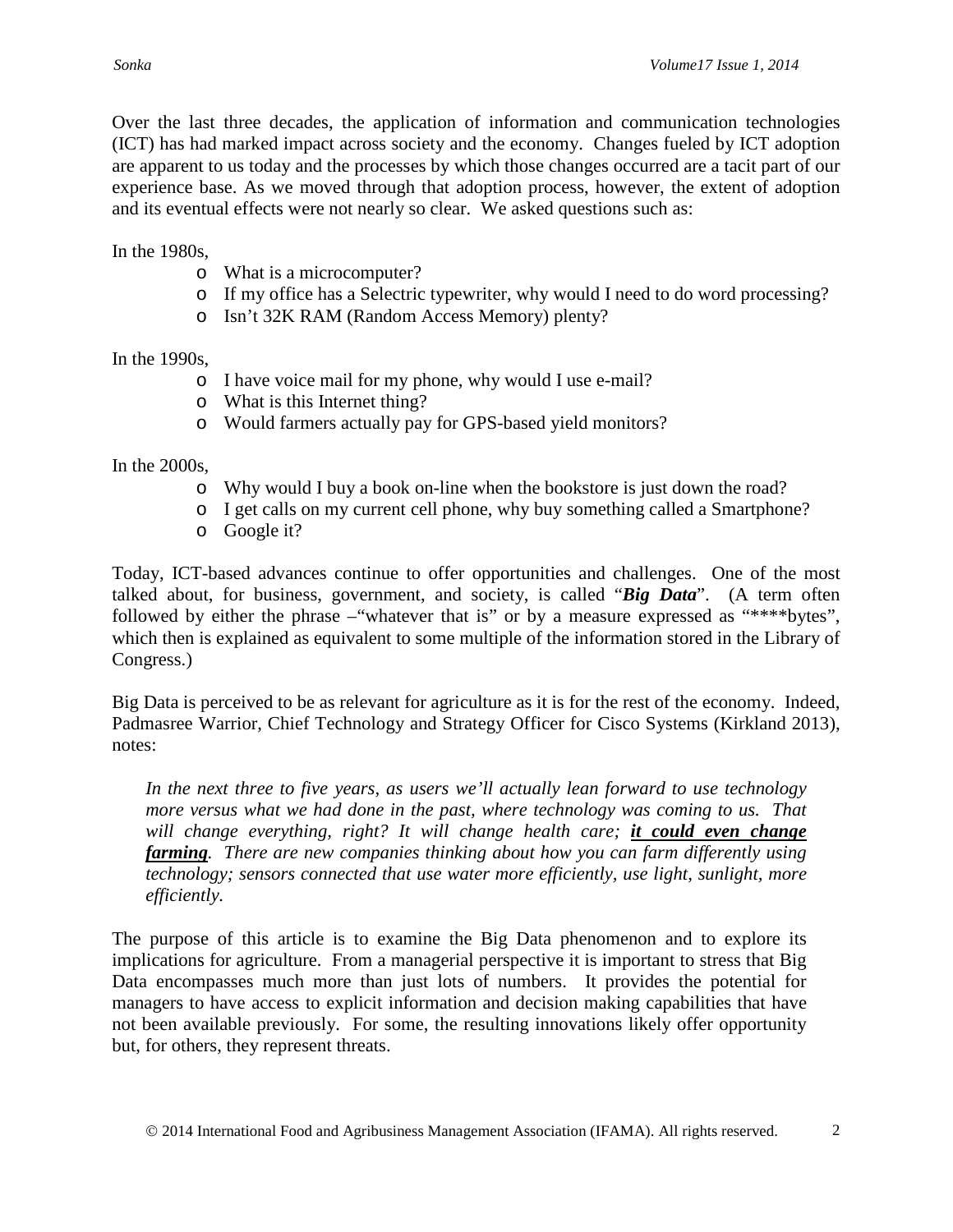Over the last three decades, the application of information and communication technologies (ICT) has had marked impact across society and the economy. Changes fueled by ICT adoption are apparent to us today and the processes by which those changes occurred are a tacit part of our experience base. As we moved through that adoption process, however, the extent of adoption and its eventual effects were not nearly so clear. We asked questions such as:

In the 1980s,

- What is a microcomputer?
- If my office has a Selectric typewriter, why would I need to do word processing?
- Isn't 32K RAM (Random Access Memory) plenty?

In the 1990s,

- I have voice mail for my phone, why would I use e-mail?
- What is this Internet thing?
- Would farmers actually pay for GPS-based yield monitors?

In the 2000s,

- Why would I buy a book on-line when the bookstore is just down the road?
- I get calls on my current cell phone, why buy something called a Smartphone?
- Google it?

Today, ICT-based advances continue to offer opportunities and challenges. One of the most talked about, for business, government, and society, is called "***Big Data***". (A term often followed by either the phrase –"whatever that is" or by a measure expressed as "****bytes", which then is explained as equivalent to some multiple of the information stored in the Library of Congress.)

Big Data is perceived to be as relevant for agriculture as it is for the rest of the economy. Indeed, Padmasree Warrior, Chief Technology and Strategy Officer for Cisco Systems (Kirkland 2013), notes:

> *In the next three to five years, as users we'll actually lean forward to use technology more versus what we had done in the past, where technology was coming to us. That will change everything, right? It will change health care;* ***<u>it could even change farming</u>****. There are new companies thinking about how you can farm differently using technology; sensors connected that use water more efficiently, use light, sunlight, more efficiently.*

The purpose of this article is to examine the Big Data phenomenon and to explore its implications for agriculture. From a managerial perspective it is important to stress that Big Data encompasses much more than just lots of numbers. It provides the potential for managers to have access to explicit information and decision making capabilities that have not been available previously. For some, the resulting innovations likely offer opportunity but, for others, they represent threats.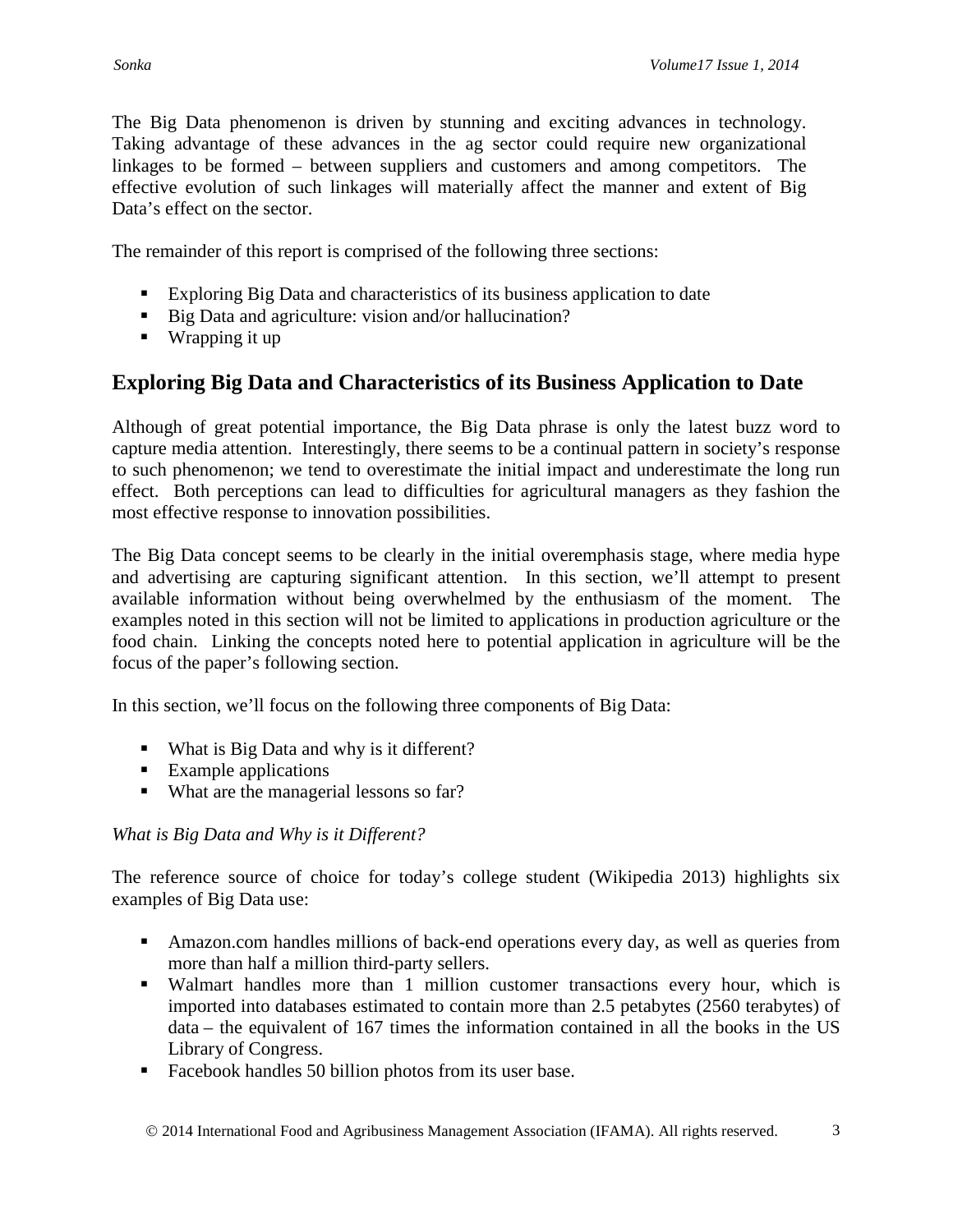The Big Data phenomenon is driven by stunning and exciting advances in technology. Taking advantage of these advances in the ag sector could require new organizational linkages to be formed – between suppliers and customers and among competitors. The effective evolution of such linkages will materially affect the manner and extent of Big Data's effect on the sector.

The remainder of this report is comprised of the following three sections:

- Exploring Big Data and characteristics of its business application to date
- Big Data and agriculture: vision and/or hallucination?
- Wrapping it up

## Exploring Big Data and Characteristics of its Business Application to Date

Although of great potential importance, the Big Data phrase is only the latest buzz word to capture media attention. Interestingly, there seems to be a continual pattern in society's response to such phenomenon; we tend to overestimate the initial impact and underestimate the long run effect. Both perceptions can lead to difficulties for agricultural managers as they fashion the most effective response to innovation possibilities.

The Big Data concept seems to be clearly in the initial overemphasis stage, where media hype and advertising are capturing significant attention. In this section, we'll attempt to present available information without being overwhelmed by the enthusiasm of the moment. The examples noted in this section will not be limited to applications in production agriculture or the food chain. Linking the concepts noted here to potential application in agriculture will be the focus of the paper's following section.

In this section, we'll focus on the following three components of Big Data:

- What is Big Data and why is it different?
- Example applications
- What are the managerial lessons so far?

*What is Big Data and Why is it Different?*

The reference source of choice for today's college student (Wikipedia 2013) highlights six examples of Big Data use:

- Amazon.com handles millions of back-end operations every day, as well as queries from more than half a million third-party sellers.
- Walmart handles more than 1 million customer transactions every hour, which is imported into databases estimated to contain more than 2.5 petabytes (2560 terabytes) of data – the equivalent of 167 times the information contained in all the books in the US Library of Congress.
- Facebook handles 50 billion photos from its user base.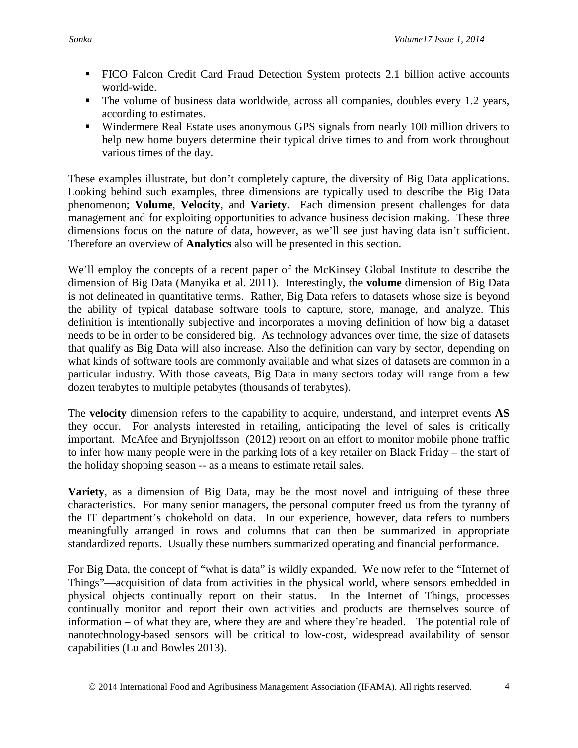- FICO Falcon Credit Card Fraud Detection System protects 2.1 billion active accounts world-wide.
- The volume of business data worldwide, across all companies, doubles every 1.2 years, according to estimates.
- Windermere Real Estate uses anonymous GPS signals from nearly 100 million drivers to help new home buyers determine their typical drive times to and from work throughout various times of the day.

These examples illustrate, but don't completely capture, the diversity of Big Data applications. Looking behind such examples, three dimensions are typically used to describe the Big Data phenomenon; **Volume**, **Velocity**, and **Variety**. Each dimension present challenges for data management and for exploiting opportunities to advance business decision making. These three dimensions focus on the nature of data, however, as we'll see just having data isn't sufficient. Therefore an overview of **Analytics** also will be presented in this section.

We'll employ the concepts of a recent paper of the McKinsey Global Institute to describe the dimension of Big Data (Manyika et al. 2011). Interestingly, the **volume** dimension of Big Data is not delineated in quantitative terms. Rather, Big Data refers to datasets whose size is beyond the ability of typical database software tools to capture, store, manage, and analyze. This definition is intentionally subjective and incorporates a moving definition of how big a dataset needs to be in order to be considered big. As technology advances over time, the size of datasets that qualify as Big Data will also increase. Also the definition can vary by sector, depending on what kinds of software tools are commonly available and what sizes of datasets are common in a particular industry. With those caveats, Big Data in many sectors today will range from a few dozen terabytes to multiple petabytes (thousands of terabytes).

The **velocity** dimension refers to the capability to acquire, understand, and interpret events **AS** they occur. For analysts interested in retailing, anticipating the level of sales is critically important. McAfee and Brynjolfsson (2012) report on an effort to monitor mobile phone traffic to infer how many people were in the parking lots of a key retailer on Black Friday – the start of the holiday shopping season -- as a means to estimate retail sales.

**Variety**, as a dimension of Big Data, may be the most novel and intriguing of these three characteristics. For many senior managers, the personal computer freed us from the tyranny of the IT department's chokehold on data. In our experience, however, data refers to numbers meaningfully arranged in rows and columns that can then be summarized in appropriate standardized reports. Usually these numbers summarized operating and financial performance.

For Big Data, the concept of "what is data" is wildly expanded. We now refer to the "Internet of Things"—acquisition of data from activities in the physical world, where sensors embedded in physical objects continually report on their status. In the Internet of Things, processes continually monitor and report their own activities and products are themselves source of information – of what they are, where they are and where they're headed. The potential role of nanotechnology-based sensors will be critical to low-cost, widespread availability of sensor capabilities (Lu and Bowles 2013).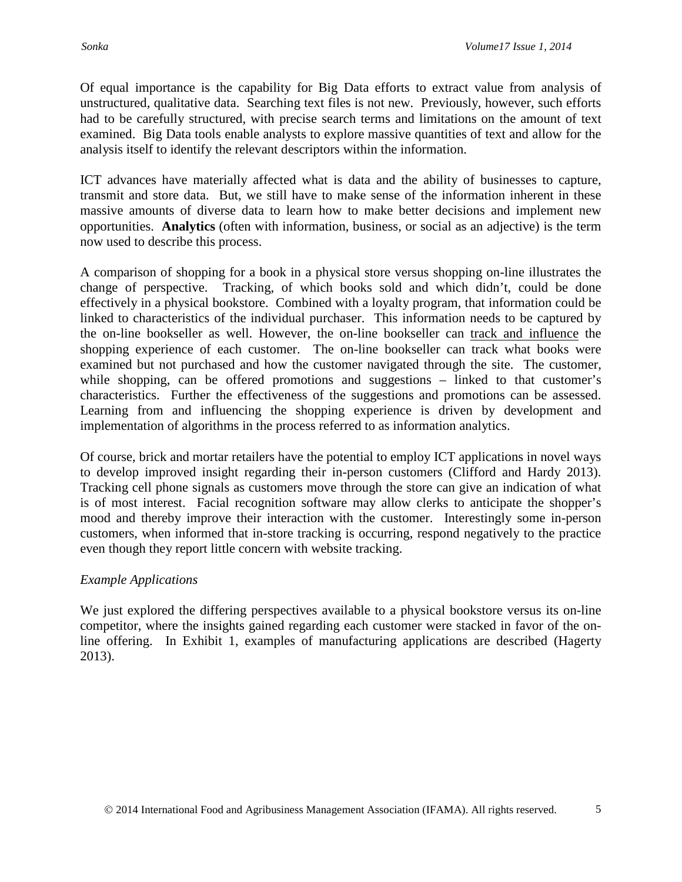Of equal importance is the capability for Big Data efforts to extract value from analysis of unstructured, qualitative data. Searching text files is not new. Previously, however, such efforts had to be carefully structured, with precise search terms and limitations on the amount of text examined. Big Data tools enable analysts to explore massive quantities of text and allow for the analysis itself to identify the relevant descriptors within the information.

ICT advances have materially affected what is data and the ability of businesses to capture, transmit and store data. But, we still have to make sense of the information inherent in these massive amounts of diverse data to learn how to make better decisions and implement new opportunities. **Analytics** (often with information, business, or social as an adjective) is the term now used to describe this process.

A comparison of shopping for a book in a physical store versus shopping on-line illustrates the change of perspective. Tracking, of which books sold and which didn't, could be done effectively in a physical bookstore. Combined with a loyalty program, that information could be linked to characteristics of the individual purchaser. This information needs to be captured by the on-line bookseller as well. However, the on-line bookseller can track and influence the shopping experience of each customer. The on-line bookseller can track what books were examined but not purchased and how the customer navigated through the site. The customer, while shopping, can be offered promotions and suggestions – linked to that customer's characteristics. Further the effectiveness of the suggestions and promotions can be assessed. Learning from and influencing the shopping experience is driven by development and implementation of algorithms in the process referred to as information analytics.

Of course, brick and mortar retailers have the potential to employ ICT applications in novel ways to develop improved insight regarding their in-person customers (Clifford and Hardy 2013). Tracking cell phone signals as customers move through the store can give an indication of what is of most interest. Facial recognition software may allow clerks to anticipate the shopper's mood and thereby improve their interaction with the customer. Interestingly some in-person customers, when informed that in-store tracking is occurring, respond negatively to the practice even though they report little concern with website tracking.

*Example Applications*

We just explored the differing perspectives available to a physical bookstore versus its on-line competitor, where the insights gained regarding each customer were stacked in favor of the on-line offering. In Exhibit 1, examples of manufacturing applications are described (Hagerty 2013).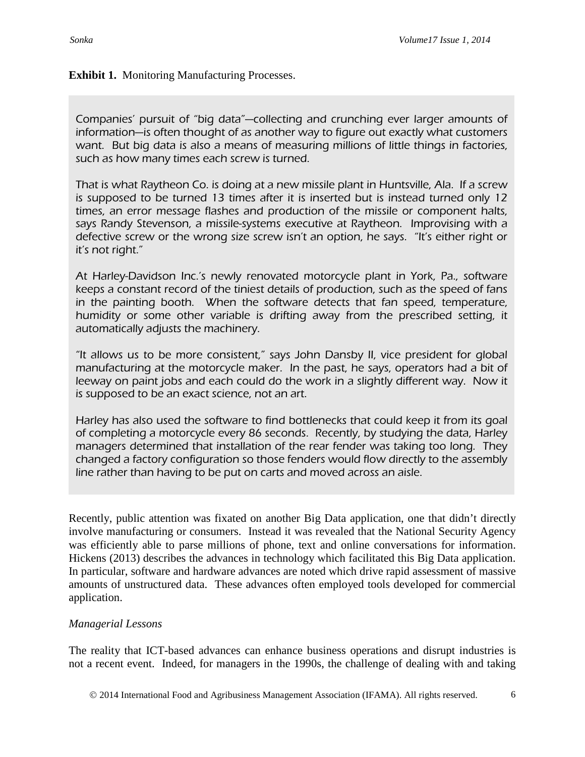**Exhibit 1.** Monitoring Manufacturing Processes.

> Companies' pursuit of "big data"—collecting and crunching ever larger amounts of information—is often thought of as another way to figure out exactly what customers want. But big data is also a means of measuring millions of little things in factories, such as how many times each screw is turned.
>
> That is what Raytheon Co. is doing at a new missile plant in Huntsville, Ala. If a screw is supposed to be turned 13 times after it is inserted but is instead turned only 12 times, an error message flashes and production of the missile or component halts, says Randy Stevenson, a missile-systems executive at Raytheon. Improvising with a defective screw or the wrong size screw isn't an option, he says. "It's either right or it's not right."
>
> At Harley-Davidson Inc.'s newly renovated motorcycle plant in York, Pa., software keeps a constant record of the tiniest details of production, such as the speed of fans in the painting booth. When the software detects that fan speed, temperature, humidity or some other variable is drifting away from the prescribed setting, it automatically adjusts the machinery.
>
> "It allows us to be more consistent," says John Dansby II, vice president for global manufacturing at the motorcycle maker. In the past, he says, operators had a bit of leeway on paint jobs and each could do the work in a slightly different way. Now it is supposed to be an exact science, not an art.
>
> Harley has also used the software to find bottlenecks that could keep it from its goal of completing a motorcycle every 86 seconds. Recently, by studying the data, Harley managers determined that installation of the rear fender was taking too long. They changed a factory configuration so those fenders would flow directly to the assembly line rather than having to be put on carts and moved across an aisle.

Recently, public attention was fixated on another Big Data application, one that didn't directly involve manufacturing or consumers. Instead it was revealed that the National Security Agency was efficiently able to parse millions of phone, text and online conversations for information. Hickens (2013) describes the advances in technology which facilitated this Big Data application. In particular, software and hardware advances are noted which drive rapid assessment of massive amounts of unstructured data. These advances often employed tools developed for commercial application.

*Managerial Lessons*

The reality that ICT-based advances can enhance business operations and disrupt industries is not a recent event. Indeed, for managers in the 1990s, the challenge of dealing with and taking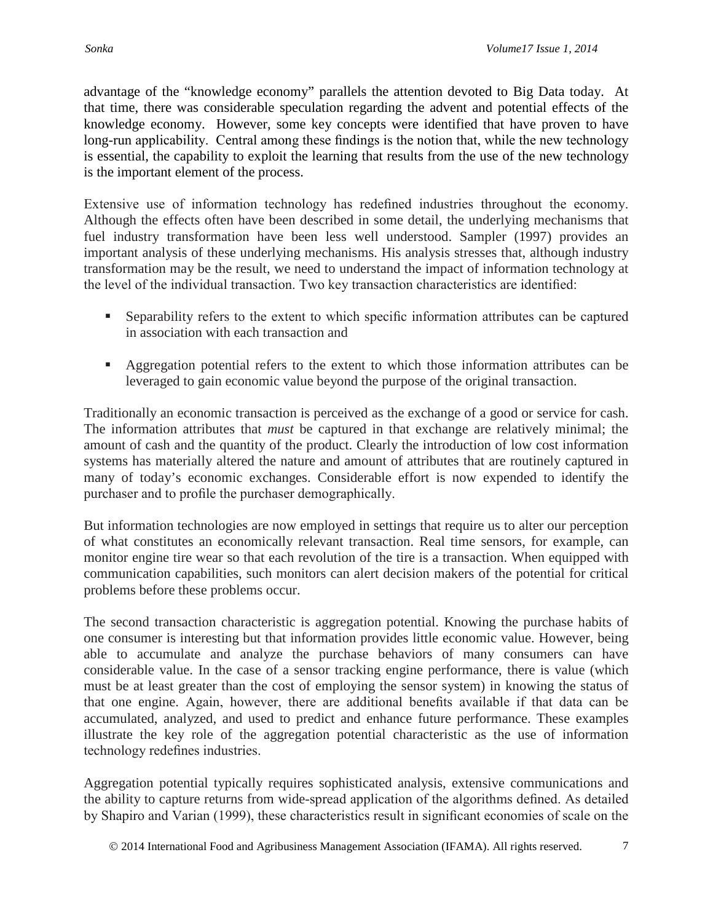advantage of the "knowledge economy" parallels the attention devoted to Big Data today. At that time, there was considerable speculation regarding the advent and potential effects of the knowledge economy. However, some key concepts were identified that have proven to have long-run applicability. Central among these findings is the notion that, while the new technology is essential, the capability to exploit the learning that results from the use of the new technology is the important element of the process.

Extensive use of information technology has redefined industries throughout the economy. Although the effects often have been described in some detail, the underlying mechanisms that fuel industry transformation have been less well understood. Sampler (1997) provides an important analysis of these underlying mechanisms. His analysis stresses that, although industry transformation may be the result, we need to understand the impact of information technology at the level of the individual transaction. Two key transaction characteristics are identified:

- Separability refers to the extent to which specific information attributes can be captured in association with each transaction and

- Aggregation potential refers to the extent to which those information attributes can be leveraged to gain economic value beyond the purpose of the original transaction.

Traditionally an economic transaction is perceived as the exchange of a good or service for cash. The information attributes that *must* be captured in that exchange are relatively minimal; the amount of cash and the quantity of the product. Clearly the introduction of low cost information systems has materially altered the nature and amount of attributes that are routinely captured in many of today's economic exchanges. Considerable effort is now expended to identify the purchaser and to profile the purchaser demographically.

But information technologies are now employed in settings that require us to alter our perception of what constitutes an economically relevant transaction. Real time sensors, for example, can monitor engine tire wear so that each revolution of the tire is a transaction. When equipped with communication capabilities, such monitors can alert decision makers of the potential for critical problems before these problems occur.

The second transaction characteristic is aggregation potential. Knowing the purchase habits of one consumer is interesting but that information provides little economic value. However, being able to accumulate and analyze the purchase behaviors of many consumers can have considerable value. In the case of a sensor tracking engine performance, there is value (which must be at least greater than the cost of employing the sensor system) in knowing the status of that one engine. Again, however, there are additional benefits available if that data can be accumulated, analyzed, and used to predict and enhance future performance. These examples illustrate the key role of the aggregation potential characteristic as the use of information technology redefines industries.

Aggregation potential typically requires sophisticated analysis, extensive communications and the ability to capture returns from wide-spread application of the algorithms defined. As detailed by Shapiro and Varian (1999), these characteristics result in significant economies of scale on the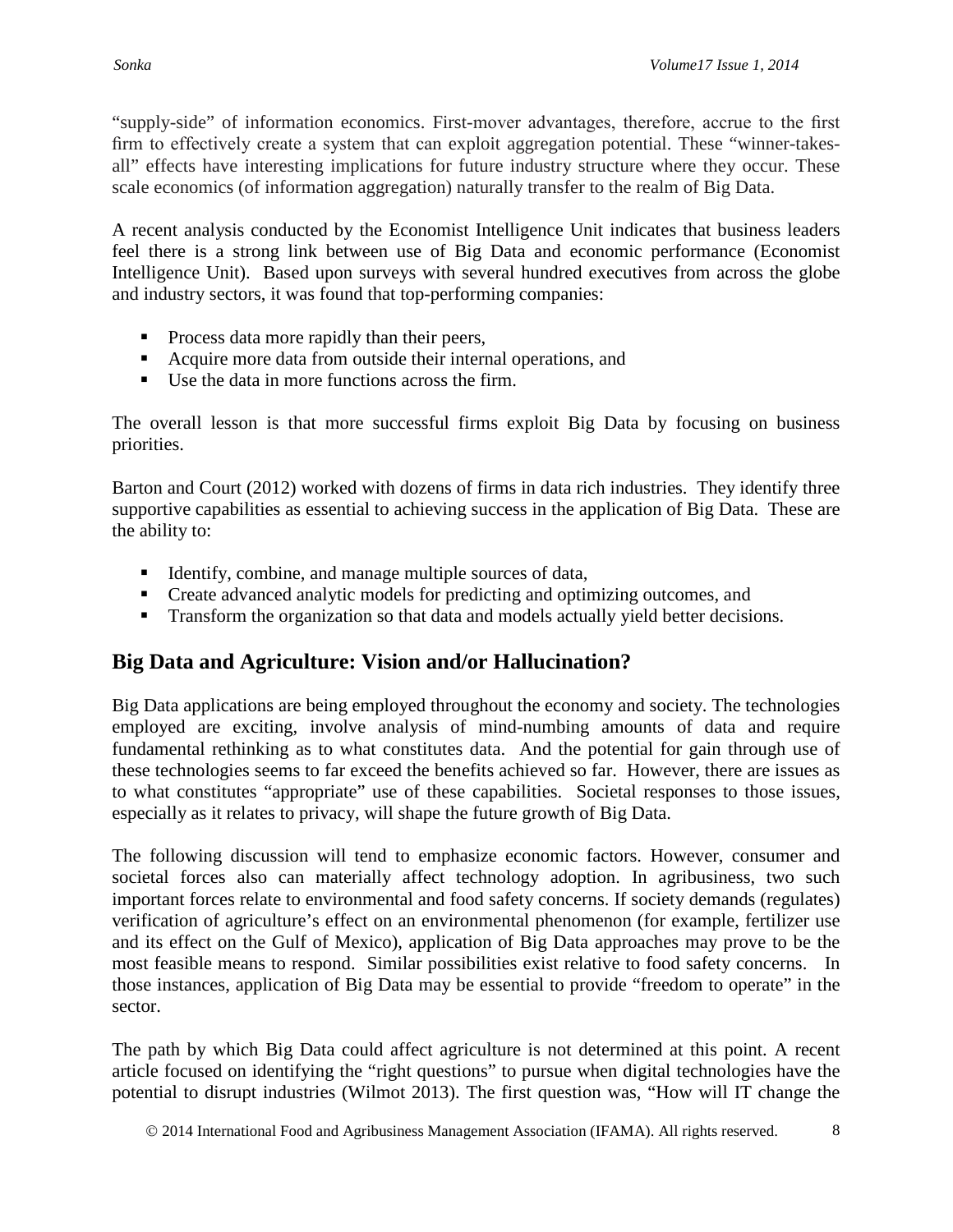"supply-side" of information economics. First-mover advantages, therefore, accrue to the first firm to effectively create a system that can exploit aggregation potential. These "winner-takes-all" effects have interesting implications for future industry structure where they occur. These scale economics (of information aggregation) naturally transfer to the realm of Big Data.

A recent analysis conducted by the Economist Intelligence Unit indicates that business leaders feel there is a strong link between use of Big Data and economic performance (Economist Intelligence Unit). Based upon surveys with several hundred executives from across the globe and industry sectors, it was found that top-performing companies:

- Process data more rapidly than their peers,
- Acquire more data from outside their internal operations, and
- Use the data in more functions across the firm.

The overall lesson is that more successful firms exploit Big Data by focusing on business priorities.

Barton and Court (2012) worked with dozens of firms in data rich industries. They identify three supportive capabilities as essential to achieving success in the application of Big Data. These are the ability to:

- Identify, combine, and manage multiple sources of data,
- Create advanced analytic models for predicting and optimizing outcomes, and
- Transform the organization so that data and models actually yield better decisions.

## Big Data and Agriculture: Vision and/or Hallucination?

Big Data applications are being employed throughout the economy and society. The technologies employed are exciting, involve analysis of mind-numbing amounts of data and require fundamental rethinking as to what constitutes data. And the potential for gain through use of these technologies seems to far exceed the benefits achieved so far. However, there are issues as to what constitutes "appropriate" use of these capabilities. Societal responses to those issues, especially as it relates to privacy, will shape the future growth of Big Data.

The following discussion will tend to emphasize economic factors. However, consumer and societal forces also can materially affect technology adoption. In agribusiness, two such important forces relate to environmental and food safety concerns. If society demands (regulates) verification of agriculture's effect on an environmental phenomenon (for example, fertilizer use and its effect on the Gulf of Mexico), application of Big Data approaches may prove to be the most feasible means to respond. Similar possibilities exist relative to food safety concerns. In those instances, application of Big Data may be essential to provide "freedom to operate" in the sector.

The path by which Big Data could affect agriculture is not determined at this point. A recent article focused on identifying the "right questions" to pursue when digital technologies have the potential to disrupt industries (Wilmot 2013). The first question was, "How will IT change the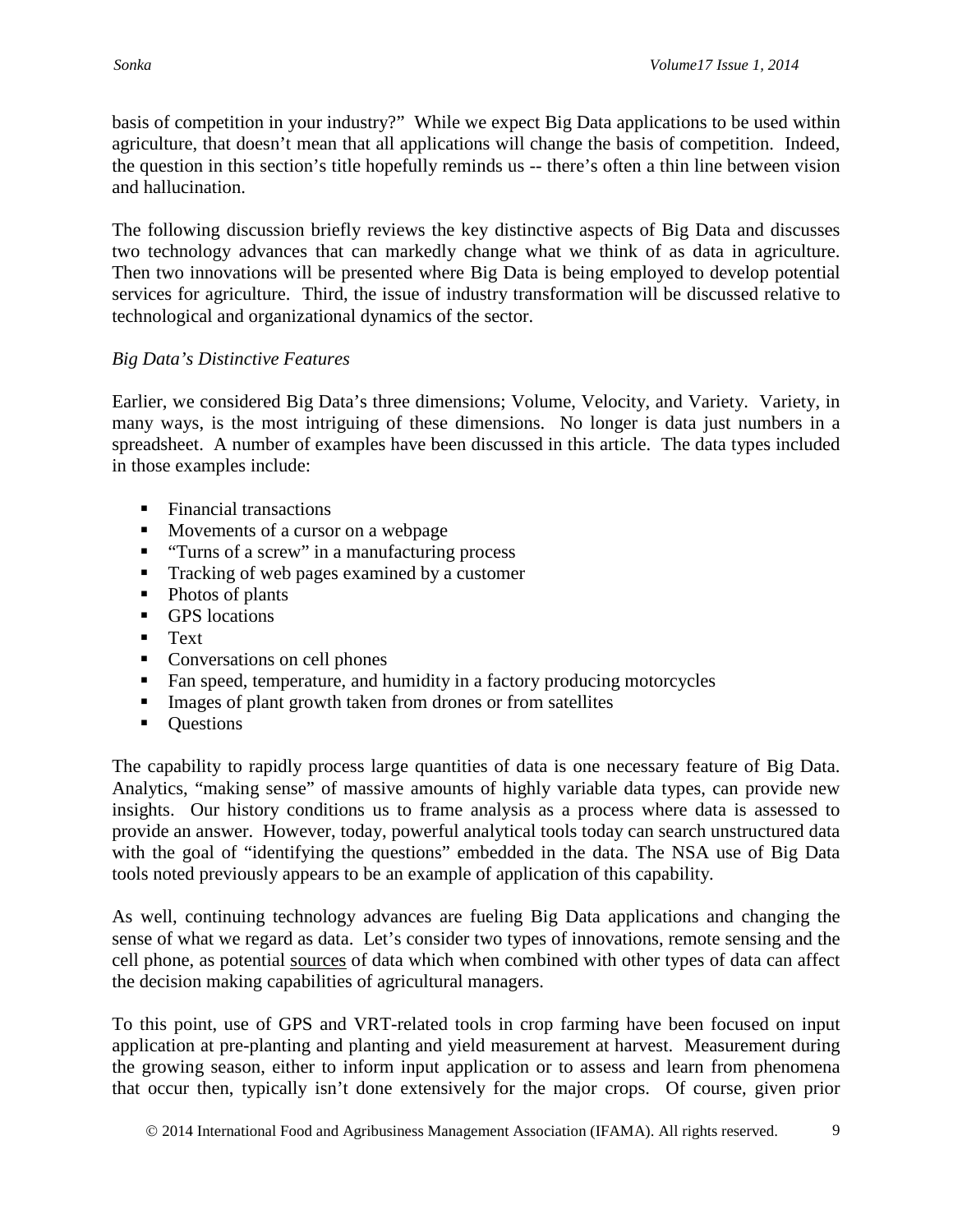basis of competition in your industry?" While we expect Big Data applications to be used within agriculture, that doesn't mean that all applications will change the basis of competition. Indeed, the question in this section's title hopefully reminds us -- there's often a thin line between vision and hallucination.

The following discussion briefly reviews the key distinctive aspects of Big Data and discusses two technology advances that can markedly change what we think of as data in agriculture. Then two innovations will be presented where Big Data is being employed to develop potential services for agriculture. Third, the issue of industry transformation will be discussed relative to technological and organizational dynamics of the sector.

*Big Data's Distinctive Features*

Earlier, we considered Big Data's three dimensions; Volume, Velocity, and Variety. Variety, in many ways, is the most intriguing of these dimensions. No longer is data just numbers in a spreadsheet. A number of examples have been discussed in this article. The data types included in those examples include:

- Financial transactions
- Movements of a cursor on a webpage
- "Turns of a screw" in a manufacturing process
- Tracking of web pages examined by a customer
- Photos of plants
- GPS locations
- Text
- Conversations on cell phones
- Fan speed, temperature, and humidity in a factory producing motorcycles
- Images of plant growth taken from drones or from satellites
- Questions

The capability to rapidly process large quantities of data is one necessary feature of Big Data. Analytics, "making sense" of massive amounts of highly variable data types, can provide new insights. Our history conditions us to frame analysis as a process where data is assessed to provide an answer. However, today, powerful analytical tools today can search unstructured data with the goal of "identifying the questions" embedded in the data. The NSA use of Big Data tools noted previously appears to be an example of application of this capability.

As well, continuing technology advances are fueling Big Data applications and changing the sense of what we regard as data. Let's consider two types of innovations, remote sensing and the cell phone, as potential <u>sources</u> of data which when combined with other types of data can affect the decision making capabilities of agricultural managers.

To this point, use of GPS and VRT-related tools in crop farming have been focused on input application at pre-planting and planting and yield measurement at harvest. Measurement during the growing season, either to inform input application or to assess and learn from phenomena that occur then, typically isn't done extensively for the major crops. Of course, given prior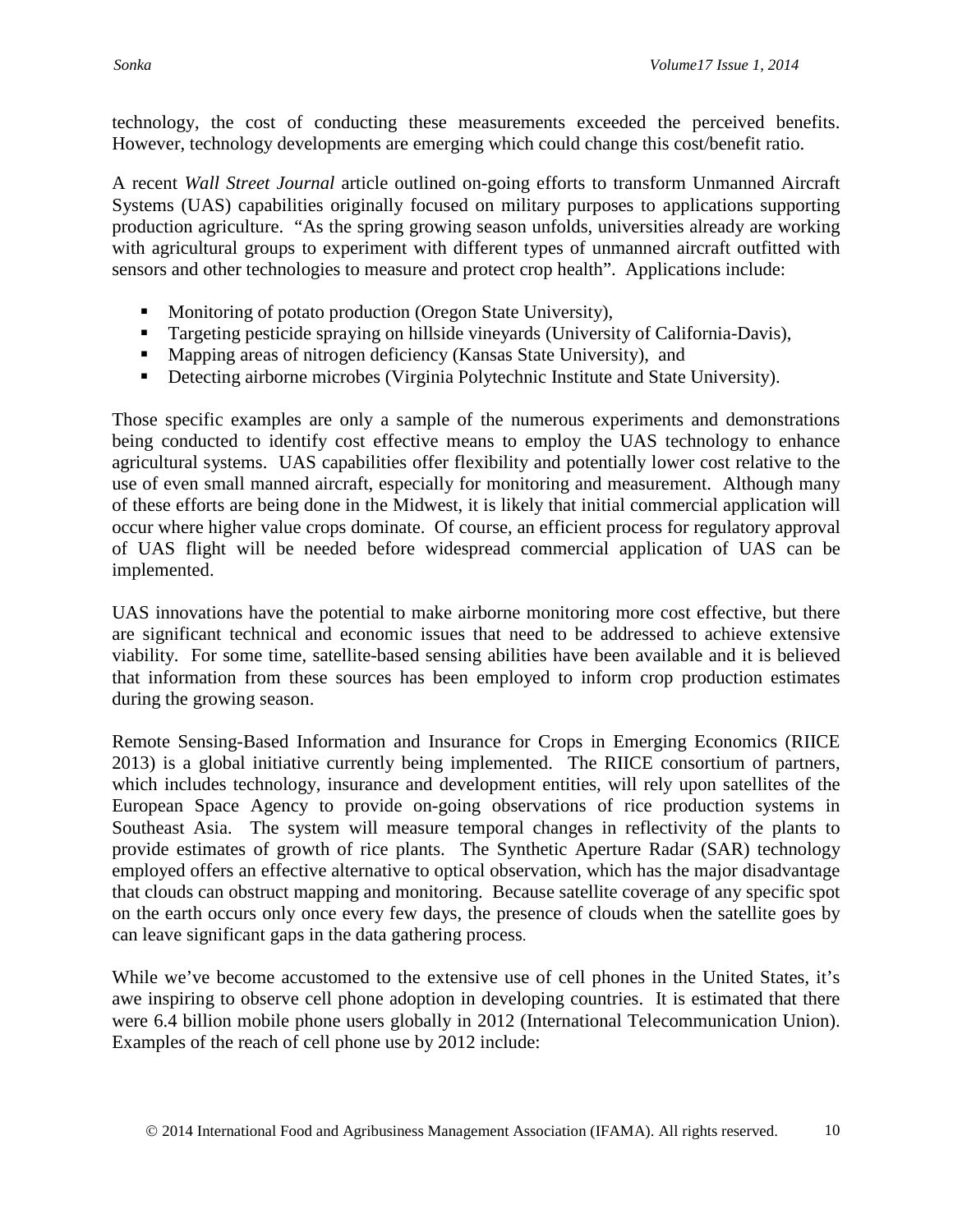technology, the cost of conducting these measurements exceeded the perceived benefits. However, technology developments are emerging which could change this cost/benefit ratio.

A recent *Wall Street Journal* article outlined on-going efforts to transform Unmanned Aircraft Systems (UAS) capabilities originally focused on military purposes to applications supporting production agriculture. "As the spring growing season unfolds, universities already are working with agricultural groups to experiment with different types of unmanned aircraft outfitted with sensors and other technologies to measure and protect crop health". Applications include:

- Monitoring of potato production (Oregon State University),
- Targeting pesticide spraying on hillside vineyards (University of California-Davis),
- Mapping areas of nitrogen deficiency (Kansas State University), and
- Detecting airborne microbes (Virginia Polytechnic Institute and State University).

Those specific examples are only a sample of the numerous experiments and demonstrations being conducted to identify cost effective means to employ the UAS technology to enhance agricultural systems. UAS capabilities offer flexibility and potentially lower cost relative to the use of even small manned aircraft, especially for monitoring and measurement. Although many of these efforts are being done in the Midwest, it is likely that initial commercial application will occur where higher value crops dominate. Of course, an efficient process for regulatory approval of UAS flight will be needed before widespread commercial application of UAS can be implemented.

UAS innovations have the potential to make airborne monitoring more cost effective, but there are significant technical and economic issues that need to be addressed to achieve extensive viability. For some time, satellite-based sensing abilities have been available and it is believed that information from these sources has been employed to inform crop production estimates during the growing season.

Remote Sensing-Based Information and Insurance for Crops in Emerging Economics (RIICE 2013) is a global initiative currently being implemented. The RIICE consortium of partners, which includes technology, insurance and development entities, will rely upon satellites of the European Space Agency to provide on-going observations of rice production systems in Southeast Asia. The system will measure temporal changes in reflectivity of the plants to provide estimates of growth of rice plants. The Synthetic Aperture Radar (SAR) technology employed offers an effective alternative to optical observation, which has the major disadvantage that clouds can obstruct mapping and monitoring. Because satellite coverage of any specific spot on the earth occurs only once every few days, the presence of clouds when the satellite goes by can leave significant gaps in the data gathering process.

While we've become accustomed to the extensive use of cell phones in the United States, it's awe inspiring to observe cell phone adoption in developing countries. It is estimated that there were 6.4 billion mobile phone users globally in 2012 (International Telecommunication Union). Examples of the reach of cell phone use by 2012 include: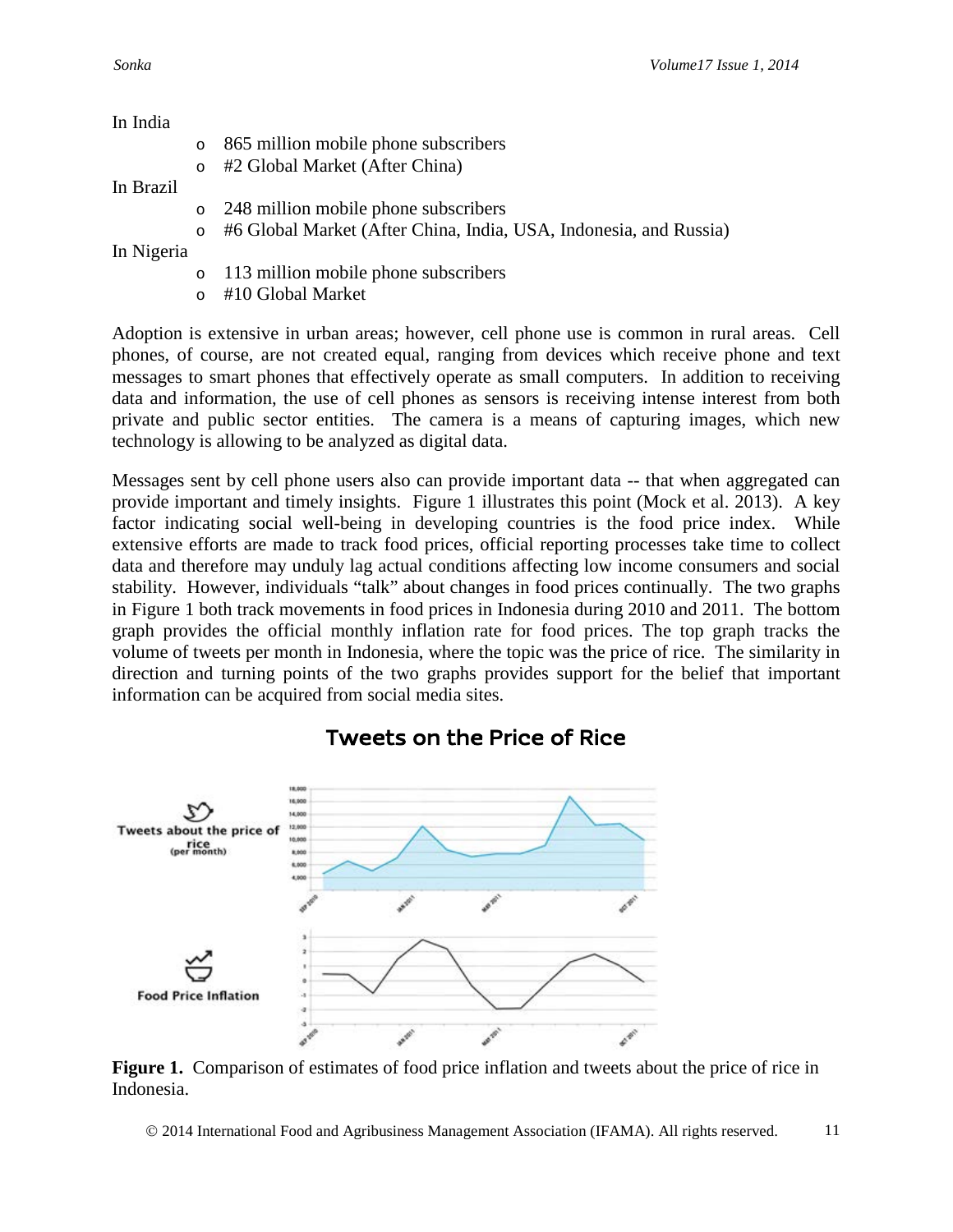In India

- 865 million mobile phone subscribers
- #2 Global Market (After China)

In Brazil

- 248 million mobile phone subscribers
- #6 Global Market (After China, India, USA, Indonesia, and Russia)

In Nigeria

- 113 million mobile phone subscribers
- #10 Global Market

Adoption is extensive in urban areas; however, cell phone use is common in rural areas. Cell phones, of course, are not created equal, ranging from devices which receive phone and text messages to smart phones that effectively operate as small computers. In addition to receiving data and information, the use of cell phones as sensors is receiving intense interest from both private and public sector entities. The camera is a means of capturing images, which new technology is allowing to be analyzed as digital data.

Messages sent by cell phone users also can provide important data -- that when aggregated can provide important and timely insights. Figure 1 illustrates this point (Mock et al. 2013). A key factor indicating social well-being in developing countries is the food price index. While extensive efforts are made to track food prices, official reporting processes take time to collect data and therefore may unduly lag actual conditions affecting low income consumers and social stability. However, individuals "talk" about changes in food prices continually. The two graphs in Figure 1 both track movements in food prices in Indonesia during 2010 and 2011. The bottom graph provides the official monthly inflation rate for food prices. The top graph tracks the volume of tweets per month in Indonesia, where the topic was the price of rice. The similarity in direction and turning points of the two graphs provides support for the belief that important information can be acquired from social media sites.

**Figure 1.** Comparison of estimates of food price inflation and tweets about the price of rice in Indonesia.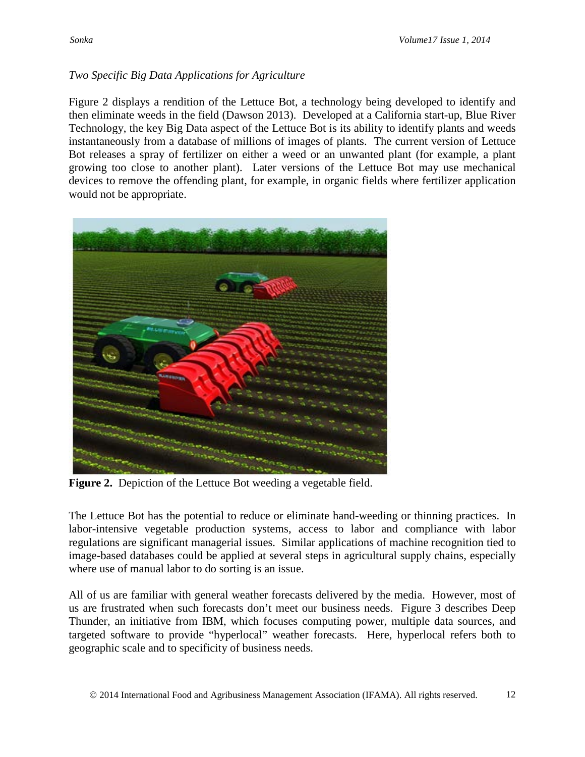*Two Specific Big Data Applications for Agriculture*

Figure 2 displays a rendition of the Lettuce Bot, a technology being developed to identify and then eliminate weeds in the field (Dawson 2013). Developed at a California start-up, Blue River Technology, the key Big Data aspect of the Lettuce Bot is its ability to identify plants and weeds instantaneously from a database of millions of images of plants. The current version of Lettuce Bot releases a spray of fertilizer on either a weed or an unwanted plant (for example, a plant growing too close to another plant). Later versions of the Lettuce Bot may use mechanical devices to remove the offending plant, for example, in organic fields where fertilizer application would not be appropriate.

**Figure 2.** Depiction of the Lettuce Bot weeding a vegetable field.

The Lettuce Bot has the potential to reduce or eliminate hand-weeding or thinning practices. In labor-intensive vegetable production systems, access to labor and compliance with labor regulations are significant managerial issues. Similar applications of machine recognition tied to image-based databases could be applied at several steps in agricultural supply chains, especially where use of manual labor to do sorting is an issue.

All of us are familiar with general weather forecasts delivered by the media. However, most of us are frustrated when such forecasts don't meet our business needs. Figure 3 describes Deep Thunder, an initiative from IBM, which focuses computing power, multiple data sources, and targeted software to provide "hyperlocal" weather forecasts. Here, hyperlocal refers both to geographic scale and to specificity of business needs.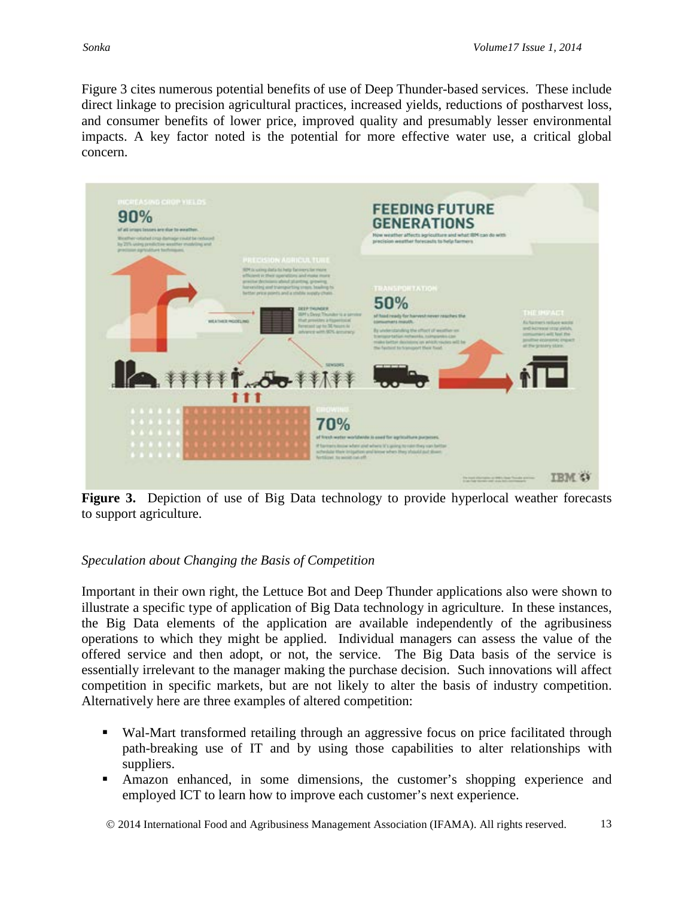Figure 3 cites numerous potential benefits of use of Deep Thunder-based services. These include direct linkage to precision agricultural practices, increased yields, reductions of postharvest loss, and consumer benefits of lower price, improved quality and presumably lesser environmental impacts. A key factor noted is the potential for more effective water use, a critical global concern.

**Figure 3.** Depiction of use of Big Data technology to provide hyperlocal weather forecasts to support agriculture.

*Speculation about Changing the Basis of Competition*

Important in their own right, the Lettuce Bot and Deep Thunder applications also were shown to illustrate a specific type of application of Big Data technology in agriculture. In these instances, the Big Data elements of the application are available independently of the agribusiness operations to which they might be applied. Individual managers can assess the value of the offered service and then adopt, or not, the service. The Big Data basis of the service is essentially irrelevant to the manager making the purchase decision. Such innovations will affect competition in specific markets, but are not likely to alter the basis of industry competition. Alternatively here are three examples of altered competition:

- Wal-Mart transformed retailing through an aggressive focus on price facilitated through path-breaking use of IT and by using those capabilities to alter relationships with suppliers.
- Amazon enhanced, in some dimensions, the customer's shopping experience and employed ICT to learn how to improve each customer's next experience.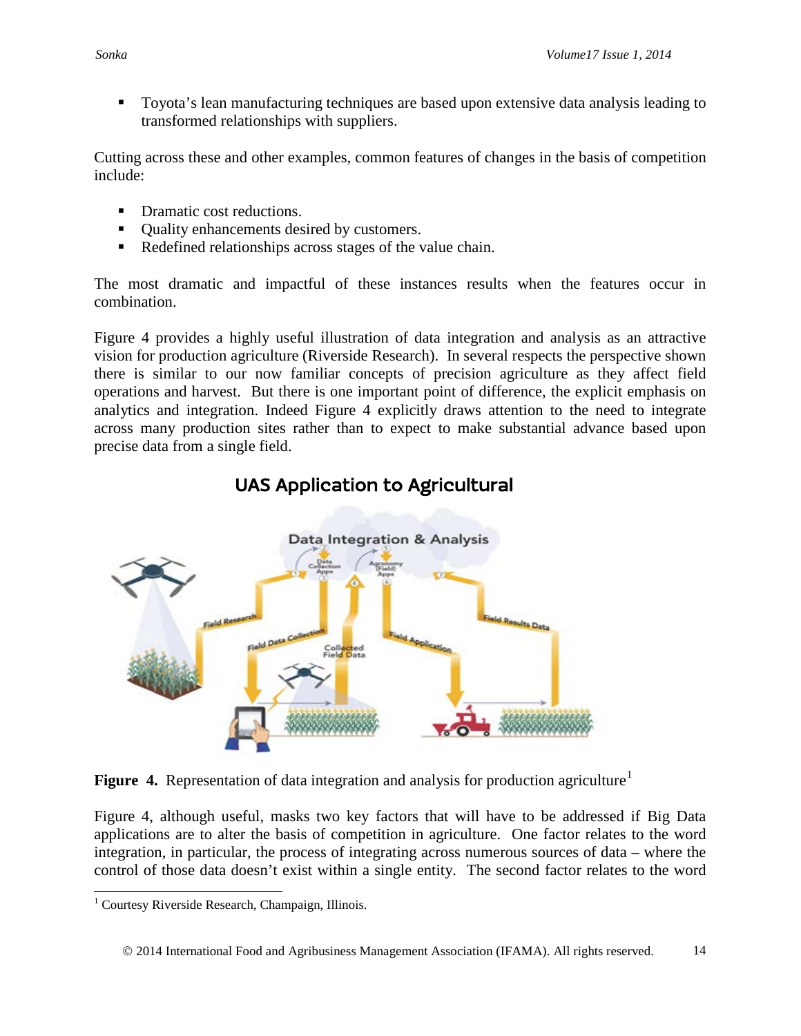- Toyota's lean manufacturing techniques are based upon extensive data analysis leading to transformed relationships with suppliers.

Cutting across these and other examples, common features of changes in the basis of competition include:

- Dramatic cost reductions.
- Quality enhancements desired by customers.
- Redefined relationships across stages of the value chain.

The most dramatic and impactful of these instances results when the features occur in combination.

Figure 4 provides a highly useful illustration of data integration and analysis as an attractive vision for production agriculture (Riverside Research). In several respects the perspective shown there is similar to our now familiar concepts of precision agriculture as they affect field operations and harvest. But there is one important point of difference, the explicit emphasis on analytics and integration. Indeed Figure 4 explicitly draws attention to the need to integrate across many production sites rather than to expect to make substantial advance based upon precise data from a single field.

**Figure 4.** Representation of data integration and analysis for production agriculture[1]

Figure 4, although useful, masks two key factors that will have to be addressed if Big Data applications are to alter the basis of competition in agriculture. One factor relates to the word integration, in particular, the process of integrating across numerous sources of data – where the control of those data doesn't exist within a single entity. The second factor relates to the word

[1] Courtesy Riverside Research, Champaign, Illinois.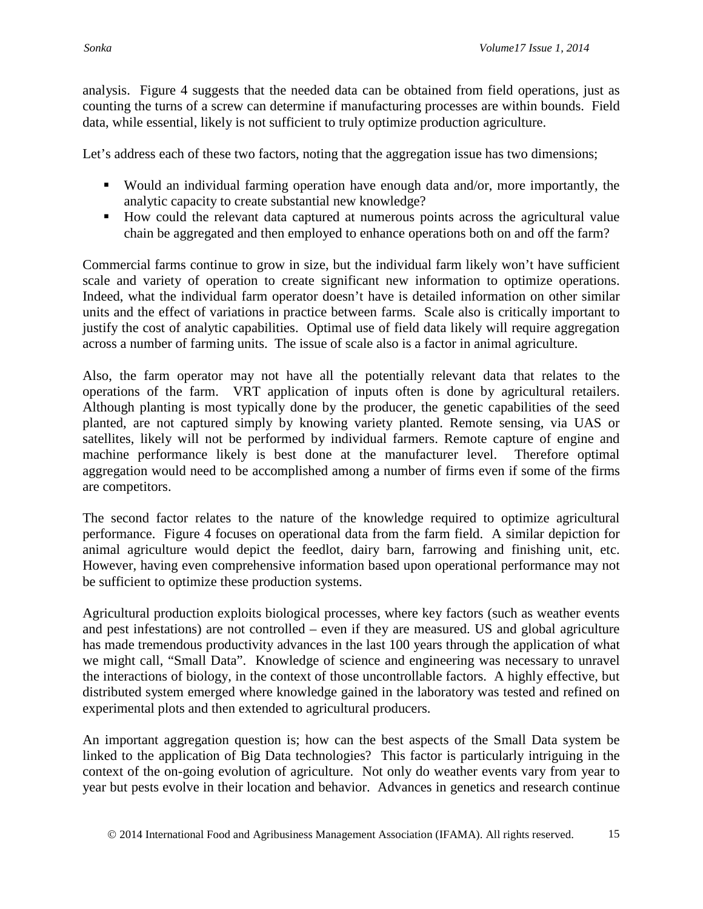analysis. Figure 4 suggests that the needed data can be obtained from field operations, just as counting the turns of a screw can determine if manufacturing processes are within bounds. Field data, while essential, likely is not sufficient to truly optimize production agriculture.

Let's address each of these two factors, noting that the aggregation issue has two dimensions;

- Would an individual farming operation have enough data and/or, more importantly, the analytic capacity to create substantial new knowledge?
- How could the relevant data captured at numerous points across the agricultural value chain be aggregated and then employed to enhance operations both on and off the farm?

Commercial farms continue to grow in size, but the individual farm likely won't have sufficient scale and variety of operation to create significant new information to optimize operations. Indeed, what the individual farm operator doesn't have is detailed information on other similar units and the effect of variations in practice between farms. Scale also is critically important to justify the cost of analytic capabilities. Optimal use of field data likely will require aggregation across a number of farming units. The issue of scale also is a factor in animal agriculture.

Also, the farm operator may not have all the potentially relevant data that relates to the operations of the farm. VRT application of inputs often is done by agricultural retailers. Although planting is most typically done by the producer, the genetic capabilities of the seed planted, are not captured simply by knowing variety planted. Remote sensing, via UAS or satellites, likely will not be performed by individual farmers. Remote capture of engine and machine performance likely is best done at the manufacturer level. Therefore optimal aggregation would need to be accomplished among a number of firms even if some of the firms are competitors.

The second factor relates to the nature of the knowledge required to optimize agricultural performance. Figure 4 focuses on operational data from the farm field. A similar depiction for animal agriculture would depict the feedlot, dairy barn, farrowing and finishing unit, etc. However, having even comprehensive information based upon operational performance may not be sufficient to optimize these production systems.

Agricultural production exploits biological processes, where key factors (such as weather events and pest infestations) are not controlled – even if they are measured. US and global agriculture has made tremendous productivity advances in the last 100 years through the application of what we might call, "Small Data". Knowledge of science and engineering was necessary to unravel the interactions of biology, in the context of those uncontrollable factors. A highly effective, but distributed system emerged where knowledge gained in the laboratory was tested and refined on experimental plots and then extended to agricultural producers.

An important aggregation question is; how can the best aspects of the Small Data system be linked to the application of Big Data technologies? This factor is particularly intriguing in the context of the on-going evolution of agriculture. Not only do weather events vary from year to year but pests evolve in their location and behavior. Advances in genetics and research continue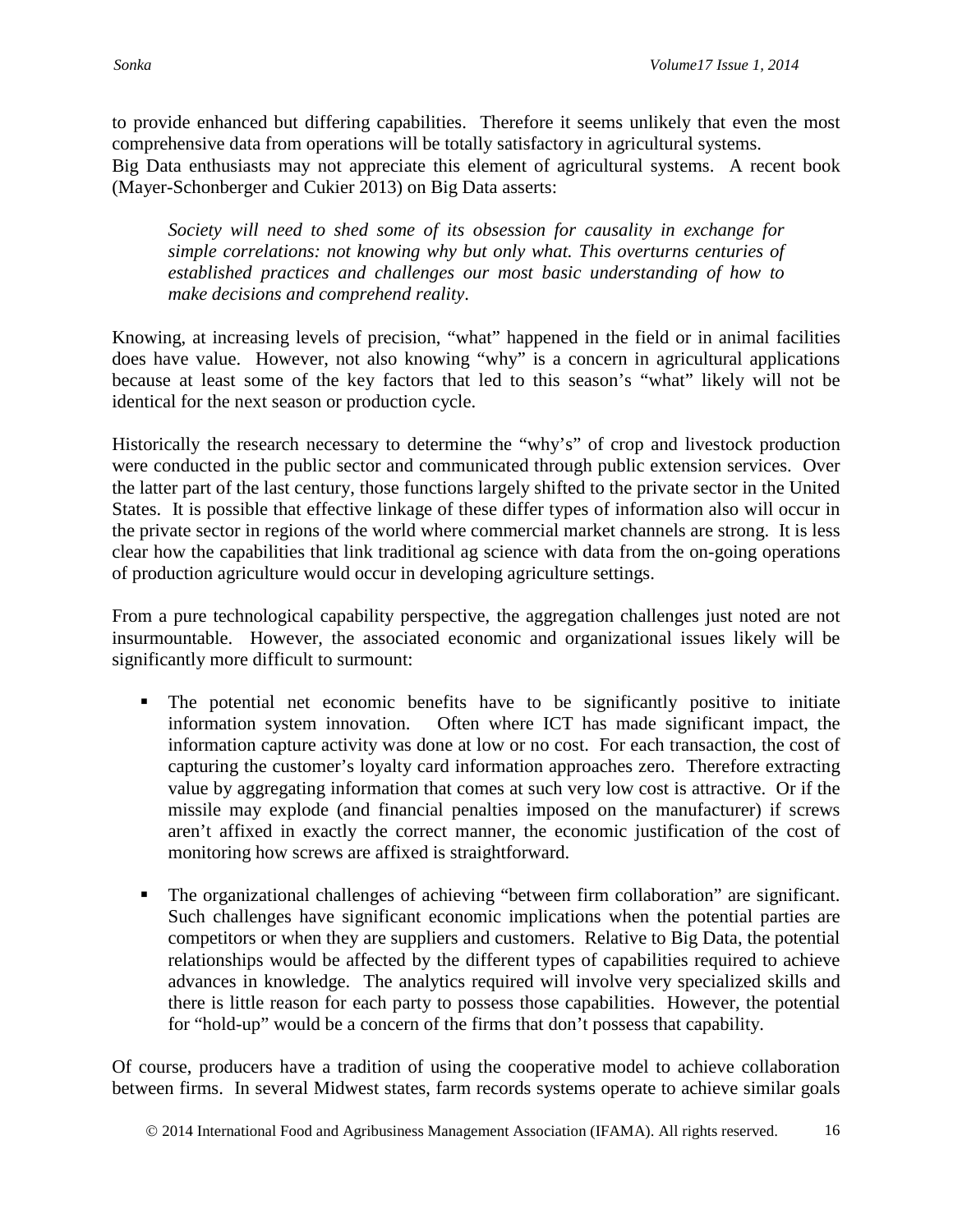to provide enhanced but differing capabilities. Therefore it seems unlikely that even the most comprehensive data from operations will be totally satisfactory in agricultural systems.
Big Data enthusiasts may not appreciate this element of agricultural systems. A recent book (Mayer-Schonberger and Cukier 2013) on Big Data asserts:

> *Society will need to shed some of its obsession for causality in exchange for simple correlations: not knowing why but only what. This overturns centuries of established practices and challenges our most basic understanding of how to make decisions and comprehend reality*.

Knowing, at increasing levels of precision, "what" happened in the field or in animal facilities does have value. However, not also knowing "why" is a concern in agricultural applications because at least some of the key factors that led to this season's "what" likely will not be identical for the next season or production cycle.

Historically the research necessary to determine the "why's" of crop and livestock production were conducted in the public sector and communicated through public extension services. Over the latter part of the last century, those functions largely shifted to the private sector in the United States. It is possible that effective linkage of these differ types of information also will occur in the private sector in regions of the world where commercial market channels are strong. It is less clear how the capabilities that link traditional ag science with data from the on-going operations of production agriculture would occur in developing agriculture settings.

From a pure technological capability perspective, the aggregation challenges just noted are not insurmountable. However, the associated economic and organizational issues likely will be significantly more difficult to surmount:

- The potential net economic benefits have to be significantly positive to initiate information system innovation. Often where ICT has made significant impact, the information capture activity was done at low or no cost. For each transaction, the cost of capturing the customer's loyalty card information approaches zero. Therefore extracting value by aggregating information that comes at such very low cost is attractive. Or if the missile may explode (and financial penalties imposed on the manufacturer) if screws aren't affixed in exactly the correct manner, the economic justification of the cost of monitoring how screws are affixed is straightforward.

- The organizational challenges of achieving "between firm collaboration" are significant. Such challenges have significant economic implications when the potential parties are competitors or when they are suppliers and customers. Relative to Big Data, the potential relationships would be affected by the different types of capabilities required to achieve advances in knowledge. The analytics required will involve very specialized skills and there is little reason for each party to possess those capabilities. However, the potential for "hold-up" would be a concern of the firms that don't possess that capability.

Of course, producers have a tradition of using the cooperative model to achieve collaboration between firms. In several Midwest states, farm records systems operate to achieve similar goals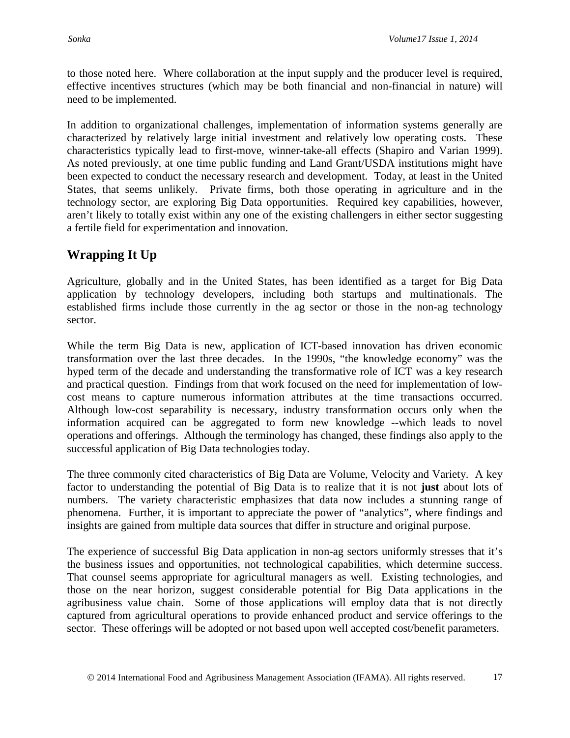to those noted here. Where collaboration at the input supply and the producer level is required, effective incentives structures (which may be both financial and non-financial in nature) will need to be implemented.

In addition to organizational challenges, implementation of information systems generally are characterized by relatively large initial investment and relatively low operating costs. These characteristics typically lead to first-move, winner-take-all effects (Shapiro and Varian 1999). As noted previously, at one time public funding and Land Grant/USDA institutions might have been expected to conduct the necessary research and development. Today, at least in the United States, that seems unlikely. Private firms, both those operating in agriculture and in the technology sector, are exploring Big Data opportunities. Required key capabilities, however, aren't likely to totally exist within any one of the existing challengers in either sector suggesting a fertile field for experimentation and innovation.

## Wrapping It Up

Agriculture, globally and in the United States, has been identified as a target for Big Data application by technology developers, including both startups and multinationals. The established firms include those currently in the ag sector or those in the non-ag technology sector.

While the term Big Data is new, application of ICT-based innovation has driven economic transformation over the last three decades. In the 1990s, "the knowledge economy" was the hyped term of the decade and understanding the transformative role of ICT was a key research and practical question. Findings from that work focused on the need for implementation of low-cost means to capture numerous information attributes at the time transactions occurred. Although low-cost separability is necessary, industry transformation occurs only when the information acquired can be aggregated to form new knowledge --which leads to novel operations and offerings. Although the terminology has changed, these findings also apply to the successful application of Big Data technologies today.

The three commonly cited characteristics of Big Data are Volume, Velocity and Variety. A key factor to understanding the potential of Big Data is to realize that it is not **just** about lots of numbers. The variety characteristic emphasizes that data now includes a stunning range of phenomena. Further, it is important to appreciate the power of "analytics", where findings and insights are gained from multiple data sources that differ in structure and original purpose.

The experience of successful Big Data application in non-ag sectors uniformly stresses that it's the business issues and opportunities, not technological capabilities, which determine success. That counsel seems appropriate for agricultural managers as well. Existing technologies, and those on the near horizon, suggest considerable potential for Big Data applications in the agribusiness value chain. Some of those applications will employ data that is not directly captured from agricultural operations to provide enhanced product and service offerings to the sector. These offerings will be adopted or not based upon well accepted cost/benefit parameters.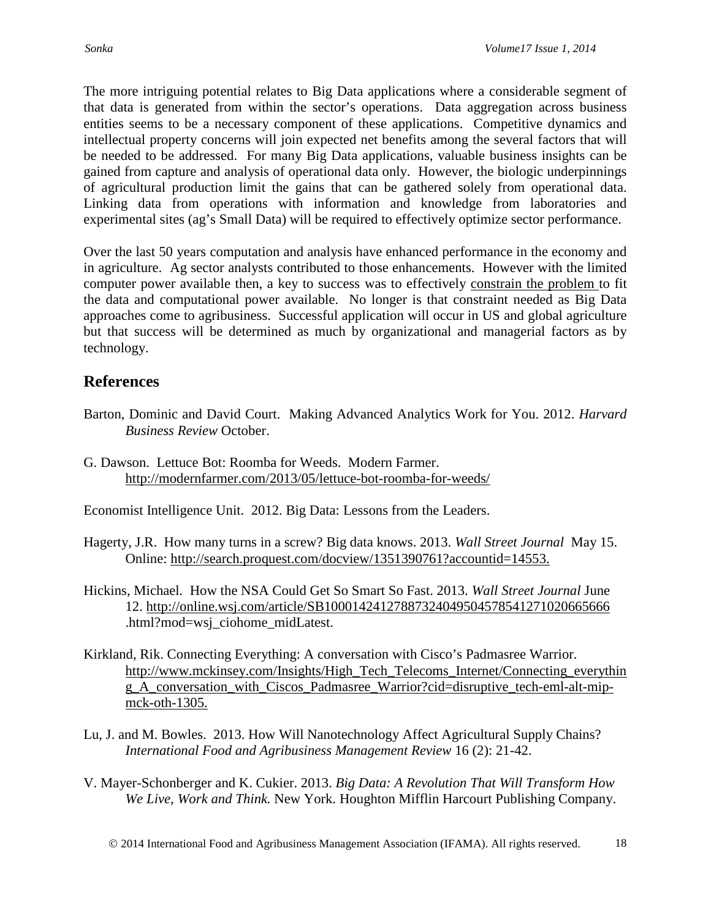The more intriguing potential relates to Big Data applications where a considerable segment of that data is generated from within the sector's operations. Data aggregation across business entities seems to be a necessary component of these applications. Competitive dynamics and intellectual property concerns will join expected net benefits among the several factors that will be needed to be addressed. For many Big Data applications, valuable business insights can be gained from capture and analysis of operational data only. However, the biologic underpinnings of agricultural production limit the gains that can be gathered solely from operational data. Linking data from operations with information and knowledge from laboratories and experimental sites (ag's Small Data) will be required to effectively optimize sector performance.

Over the last 50 years computation and analysis have enhanced performance in the economy and in agriculture. Ag sector analysts contributed to those enhancements. However with the limited computer power available then, a key to success was to effectively constrain the problem to fit the data and computational power available. No longer is that constraint needed as Big Data approaches come to agribusiness. Successful application will occur in US and global agriculture but that success will be determined as much by organizational and managerial factors as by technology.

## References

Barton, Dominic and David Court. Making Advanced Analytics Work for You. 2012. *Harvard Business Review* October.

G. Dawson. Lettuce Bot: Roomba for Weeds. Modern Farmer. http://modernfarmer.com/2013/05/lettuce-bot-roomba-for-weeds/

Economist Intelligence Unit. 2012. Big Data: Lessons from the Leaders.

Hagerty, J.R. How many turns in a screw? Big data knows. 2013. *Wall Street Journal* May 15. Online: http://search.proquest.com/docview/1351390761?accountid=14553.

Hickins, Michael. How the NSA Could Get So Smart So Fast. 2013. *Wall Street Journal* June 12. http://online.wsj.com/article/SB10001424127887324049504578541271020665666.html?mod=wsj_ciohome_midLatest.

Kirkland, Rik. Connecting Everything: A conversation with Cisco's Padmasree Warrior. http://www.mckinsey.com/Insights/High_Tech_Telecoms_Internet/Connecting_everything_A_conversation_with_Ciscos_Padmasree_Warrior?cid=disruptive_tech-eml-alt-mip-mck-oth-1305.

Lu, J. and M. Bowles. 2013. How Will Nanotechnology Affect Agricultural Supply Chains? *International Food and Agribusiness Management Review* 16 (2): 21-42.

V. Mayer-Schonberger and K. Cukier. 2013. *Big Data: A Revolution That Will Transform How We Live, Work and Think.* New York. Houghton Mifflin Harcourt Publishing Company.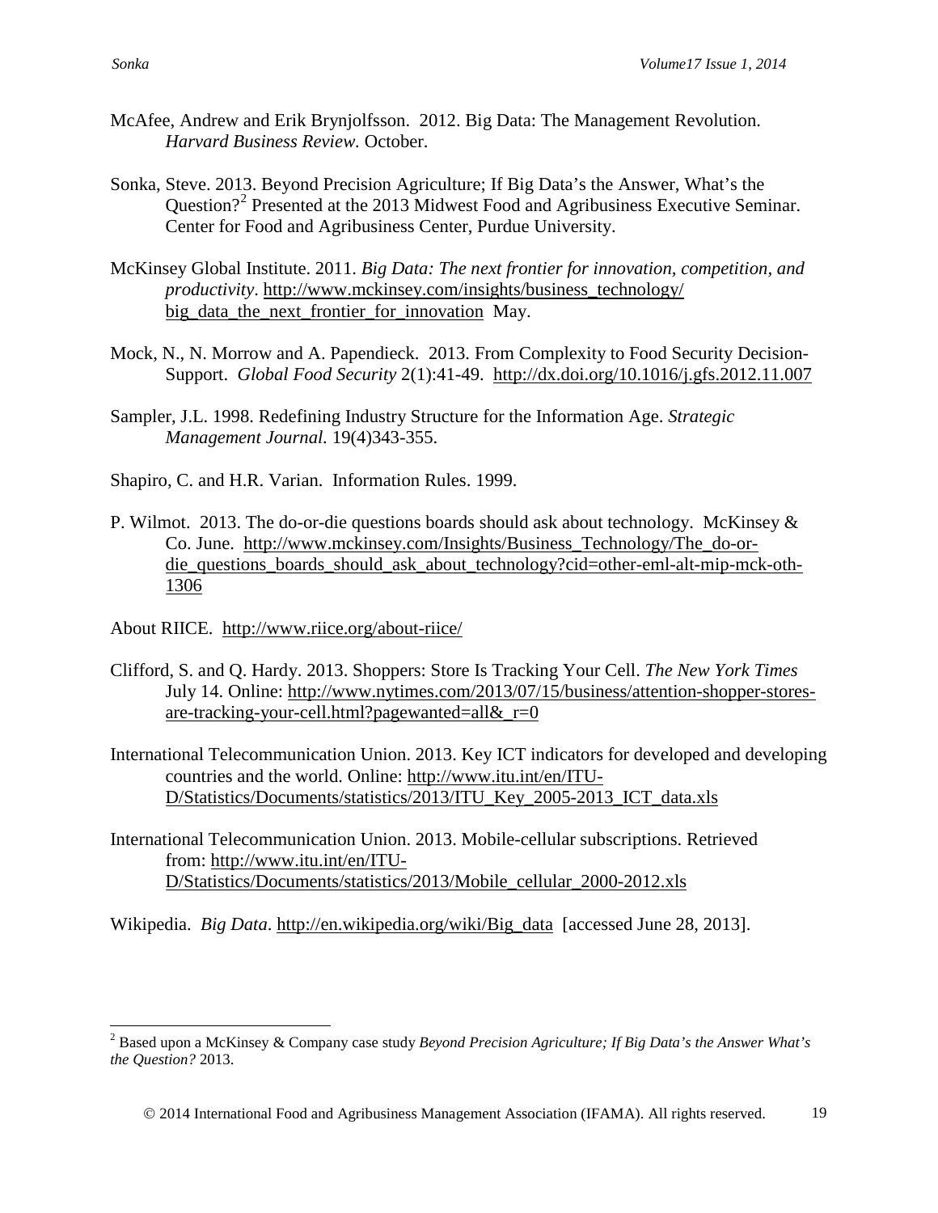McAfee, Andrew and Erik Brynjolfsson. 2012. Big Data: The Management Revolution. *Harvard Business Review.* October.

Sonka, Steve. 2013. Beyond Precision Agriculture; If Big Data's the Answer, What's the Question?[2] Presented at the 2013 Midwest Food and Agribusiness Executive Seminar. Center for Food and Agribusiness Center, Purdue University.

McKinsey Global Institute. 2011. *Big Data: The next frontier for innovation, competition, and productivity*. http://www.mckinsey.com/insights/business_technology/big_data_the_next_frontier_for_innovation May.

Mock, N., N. Morrow and A. Papendieck. 2013. From Complexity to Food Security Decision-Support. *Global Food Security* 2(1):41-49. http://dx.doi.org/10.1016/j.gfs.2012.11.007

Sampler, J.L. 1998. Redefining Industry Structure for the Information Age. *Strategic Management Journal.* 19(4)343-355.

Shapiro, C. and H.R. Varian. Information Rules. 1999.

P. Wilmot. 2013. The do-or-die questions boards should ask about technology. McKinsey & Co. June. http://www.mckinsey.com/Insights/Business_Technology/The_do-or-die_questions_boards_should_ask_about_technology?cid=other-eml-alt-mip-mck-oth-1306

About RIICE. http://www.riice.org/about-riice/

Clifford, S. and Q. Hardy. 2013. Shoppers: Store Is Tracking Your Cell. *The New York Times* July 14. Online: http://www.nytimes.com/2013/07/15/business/attention-shopper-stores-are-tracking-your-cell.html?pagewanted=all&_r=0

International Telecommunication Union. 2013. Key ICT indicators for developed and developing countries and the world. Online: http://www.itu.int/en/ITU-D/Statistics/Documents/statistics/2013/ITU_Key_2005-2013_ICT_data.xls

International Telecommunication Union. 2013. Mobile-cellular subscriptions. Retrieved from: http://www.itu.int/en/ITU-D/Statistics/Documents/statistics/2013/Mobile_cellular_2000-2012.xls

Wikipedia. *Big Data*. http://en.wikipedia.org/wiki/Big_data [accessed June 28, 2013].

---

[2] Based upon a McKinsey & Company case study *Beyond Precision Agriculture; If Big Data's the Answer What's the Question?* 2013.